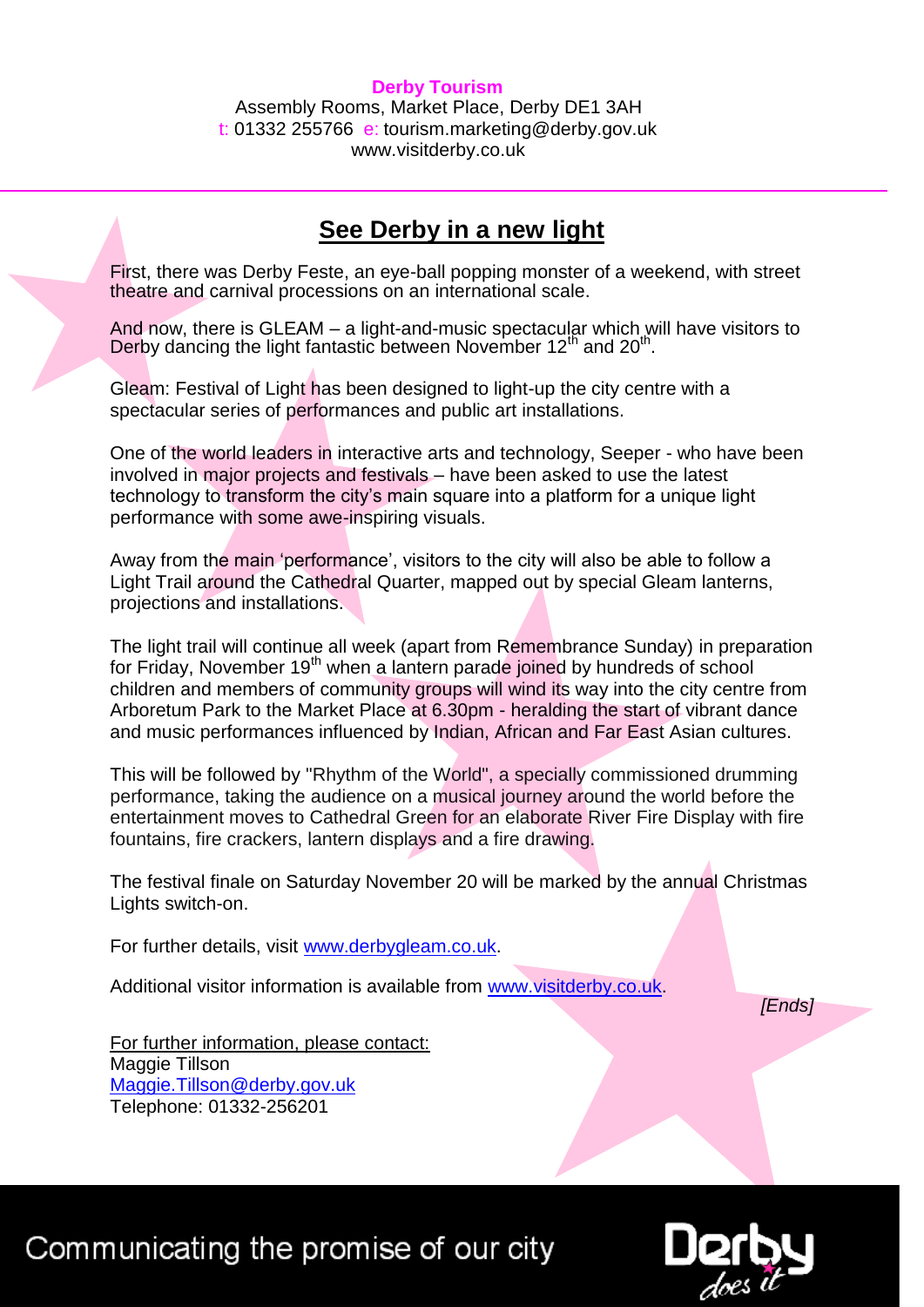**Derby Tourism**
Assembly Rooms, Market Place, Derby DE1 3AH
t: 01332 255766 e: tourism.marketing@derby.gov.uk
www.visitderby.co.uk

# See Derby in a new light

First, there was Derby Feste, an eye-ball popping monster of a weekend, with street theatre and carnival processions on an international scale.

And now, there is GLEAM – a light-and-music spectacular which will have visitors to Derby dancing the light fantastic between November 12th and 20th.

Gleam: Festival of Light has been designed to light-up the city centre with a spectacular series of performances and public art installations.

One of the world leaders in interactive arts and technology, Seeper - who have been involved in major projects and festivals – have been asked to use the latest technology to transform the city's main square into a platform for a unique light performance with some awe-inspiring visuals.

Away from the main 'performance', visitors to the city will also be able to follow a Light Trail around the Cathedral Quarter, mapped out by special Gleam lanterns, projections and installations.

The light trail will continue all week (apart from Remembrance Sunday) in preparation for Friday, November 19th when a lantern parade joined by hundreds of school children and members of community groups will wind its way into the city centre from Arboretum Park to the Market Place at 6.30pm - heralding the start of vibrant dance and music performances influenced by Indian, African and Far East Asian cultures.

This will be followed by "Rhythm of the World", a specially commissioned drumming performance, taking the audience on a musical journey around the world before the entertainment moves to Cathedral Green for an elaborate River Fire Display with fire fountains, fire crackers, lantern displays and a fire drawing.

The festival finale on Saturday November 20 will be marked by the annual Christmas Lights switch-on.

For further details, visit www.derbygleam.co.uk.

Additional visitor information is available from www.visitderby.co.uk.

*[Ends]*

For further information, please contact:
Maggie Tillson
Maggie.Tillson@derby.gov.uk
Telephone: 01332-256201

Communicating the promise of our city

Derby does it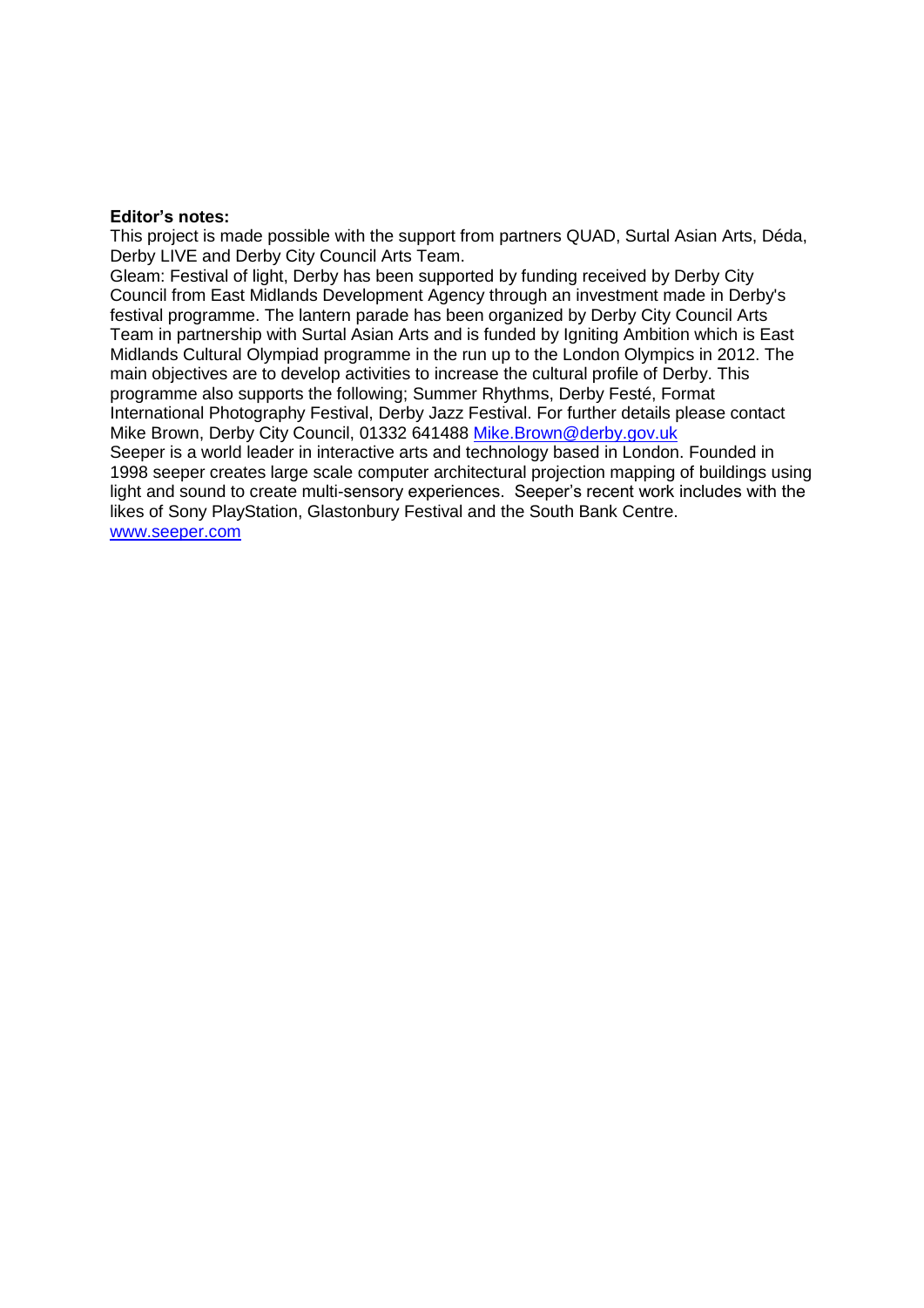**Editor's notes:**

This project is made possible with the support from partners QUAD, Surtal Asian Arts, Déda, Derby LIVE and Derby City Council Arts Team.

Gleam: Festival of light, Derby has been supported by funding received by Derby City Council from East Midlands Development Agency through an investment made in Derby's festival programme. The lantern parade has been organized by Derby City Council Arts Team in partnership with Surtal Asian Arts and is funded by Igniting Ambition which is East Midlands Cultural Olympiad programme in the run up to the London Olympics in 2012. The main objectives are to develop activities to increase the cultural profile of Derby. This programme also supports the following; Summer Rhythms, Derby Festé, Format International Photography Festival, Derby Jazz Festival. For further details please contact Mike Brown, Derby City Council, 01332 641488 Mike.Brown@derby.gov.uk

Seeper is a world leader in interactive arts and technology based in London. Founded in 1998 seeper creates large scale computer architectural projection mapping of buildings using light and sound to create multi-sensory experiences. Seeper's recent work includes with the likes of Sony PlayStation, Glastonbury Festival and the South Bank Centre.

www.seeper.com